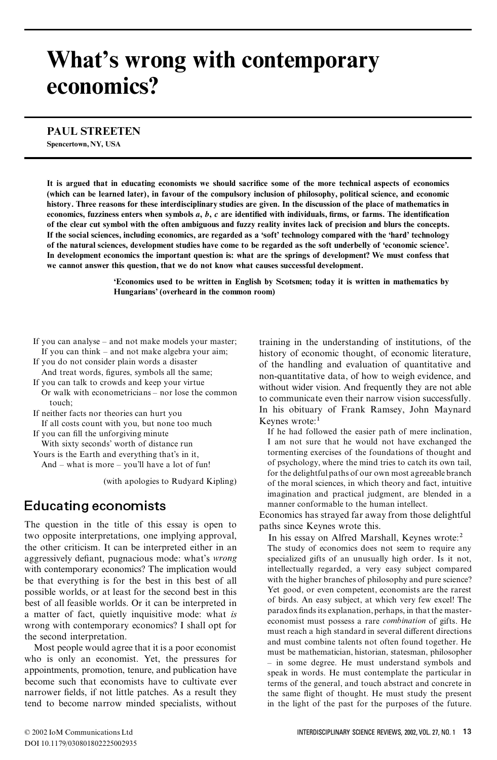# What's wrong with contemporary economics?

**PAUL STREETEN**

**Spencertown, NY, USA**

**It is argued that in educating economists we should sacrifice some of the more technical aspects of economics (which can be learned later), in favour of the compulsory inclusion of philosophy, political science, and economic history. Three reasons for these interdisciplinary studies are given. In the discussion of the place of mathematics in economics, fuzziness enters when symbols *a*, *b*, *c* are identified with individuals, firms, or farms. The identification of the clear cut symbol with the often ambiguous and fuzzy reality invites lack of precision and blurs the concepts. If the social sciences, including economics, are regarded as a 'soft' technology compared with the 'hard' technology of the natural sciences, development studies have come to be regarded as the soft underbelly of 'economic science'. In development economics the important question is: what are the springs of development? We must confess that we cannot answer this question, that we do not know what causes successful development.**

> **'Economics used to be written in English by Scotsmen; today it is written in mathematics by Hungarians' (overheard in the common room)**

If you can analyse – and not make models your master;
  If you can think – and not make algebra your aim;
If you do not consider plain words a disaster
  And treat words, figures, symbols all the same;
If you can talk to crowds and keep your virtue
  Or walk with econometricians – nor lose the common touch;
If neither facts nor theories can hurt you
  If all costs count with you, but none too much
If you can fill the unforgiving minute
  With sixty seconds' worth of distance run
Yours is the Earth and everything that's in it,
  And – what is more – you'll have a lot of fun!

(with apologies to Rudyard Kipling)

## Educating economists

The question in the title of this essay is open to two opposite interpretations, one implying approval, the other criticism. It can be interpreted either in an aggressively defiant, pugnacious mode: what's *wrong* with contemporary economics? The implication would be that everything is for the best in this best of all possible worlds, or at least for the second best in this best of all feasible worlds. Or it can be interpreted in a matter of fact, quietly inquisitive mode: what *is* wrong with contemporary economics? I shall opt for the second interpretation.

Most people would agree that it is a poor economist who is only an economist. Yet, the pressures for appointments, promotion, tenure, and publication have become such that economists have to cultivate ever narrower fields, if not little patches. As a result they tend to become narrow minded specialists, without training in the understanding of institutions, of the history of economic thought, of economic literature, of the handling and evaluation of quantitative and non-quantitative data, of how to weigh evidence, and without wider vision. And frequently they are not able to communicate even their narrow vision successfully. In his obituary of Frank Ramsey, John Maynard Keynes wrote:[1]

> If he had followed the easier path of mere inclination, I am not sure that he would not have exchanged the tormenting exercises of the foundations of thought and of psychology, where the mind tries to catch its own tail, for the delightful paths of our own most agreeable branch of the moral sciences, in which theory and fact, intuitive imagination and practical judgment, are blended in a manner conformable to the human intellect.

Economics has strayed far away from those delightful paths since Keynes wrote this.

In his essay on Alfred Marshall, Keynes wrote:[2]

> The study of economics does not seem to require any specialized gifts of an unusually high order. Is it not, intellectually regarded, a very easy subject compared with the higher branches of philosophy and pure science? Yet good, or even competent, economists are the rarest of birds. An easy subject, at which very few excel! The paradox finds its explanation, perhaps, in that the master-economist must possess a rare *combination* of gifts. He must reach a high standard in several different directions and must combine talents not often found together. He must be mathematician, historian, statesman, philosopher – in some degree. He must understand symbols and speak in words. He must contemplate the particular in terms of the general, and touch abstract and concrete in the same flight of thought. He must study the present in the light of the past for the purposes of the future.

© 2002 IoM Communications Ltd
DOI 10.1179/030801802225002935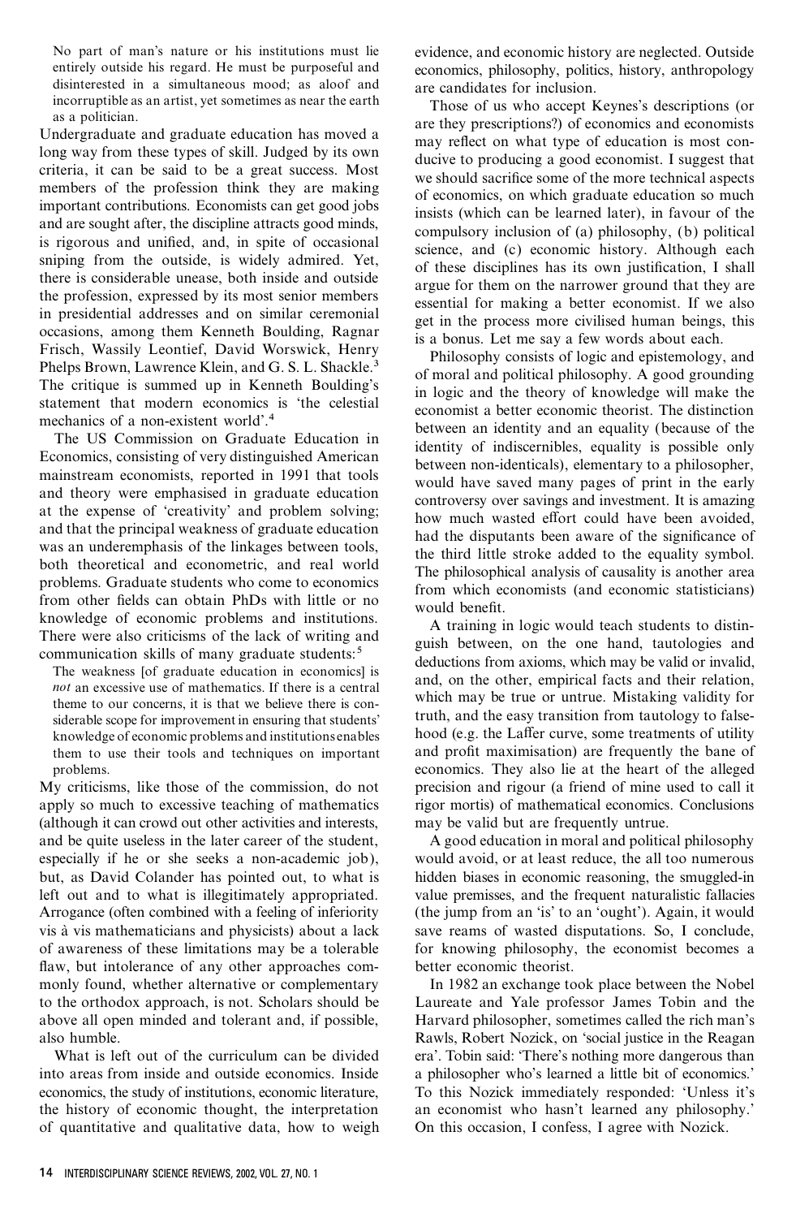> No part of man's nature or his institutions must lie entirely outside his regard. He must be purposeful and disinterested in a simultaneous mood; as aloof and incorruptible as an artist, yet sometimes as near the earth as a politician.

Undergraduate and graduate education has moved a long way from these types of skill. Judged by its own criteria, it can be said to be a great success. Most members of the profession think they are making important contributions. Economists can get good jobs and are sought after, the discipline attracts good minds, is rigorous and unified, and, in spite of occasional sniping from the outside, is widely admired. Yet, there is considerable unease, both inside and outside the profession, expressed by its most senior members in presidential addresses and on similar ceremonial occasions, among them Kenneth Boulding, Ragnar Frisch, Wassily Leontief, David Worswick, Henry Phelps Brown, Lawrence Klein, and G. S. L. Shackle.[3] The critique is summed up in Kenneth Boulding's statement that modern economics is 'the celestial mechanics of a non-existent world'.[4]

The US Commission on Graduate Education in Economics, consisting of very distinguished American mainstream economists, reported in 1991 that tools and theory were emphasised in graduate education at the expense of 'creativity' and problem solving; and that the principal weakness of graduate education was an underemphasis of the linkages between tools, both theoretical and econometric, and real world problems. Graduate students who come to economics from other fields can obtain PhDs with little or no knowledge of economic problems and institutions. There were also criticisms of the lack of writing and communication skills of many graduate students:[5]

> The weakness [of graduate education in economics] is *not* an excessive use of mathematics. If there is a central theme to our concerns, it is that we believe there is considerable scope for improvement in ensuring that students' knowledge of economic problems and institutions enables them to use their tools and techniques on important problems.

My criticisms, like those of the commission, do not apply so much to excessive teaching of mathematics (although it can crowd out other activities and interests, and be quite useless in the later career of the student, especially if he or she seeks a non-academic job), but, as David Colander has pointed out, to what is left out and to what is illegitimately appropriated. Arrogance (often combined with a feeling of inferiority vis à vis mathematicians and physicists) about a lack of awareness of these limitations may be a tolerable flaw, but intolerance of any other approaches commonly found, whether alternative or complementary to the orthodox approach, is not. Scholars should be above all open minded and tolerant and, if possible, also humble.

What is left out of the curriculum can be divided into areas from inside and outside economics. Inside economics, the study of institutions, economic literature, the history of economic thought, the interpretation of quantitative and qualitative data, how to weigh evidence, and economic history are neglected. Outside economics, philosophy, politics, history, anthropology are candidates for inclusion.

Those of us who accept Keynes's descriptions (or are they prescriptions?) of economics and economists may reflect on what type of education is most conducive to producing a good economist. I suggest that we should sacrifice some of the more technical aspects of economics, on which graduate education so much insists (which can be learned later), in favour of the compulsory inclusion of (a) philosophy, (b) political science, and (c) economic history. Although each of these disciplines has its own justification, I shall argue for them on the narrower ground that they are essential for making a better economist. If we also get in the process more civilised human beings, this is a bonus. Let me say a few words about each.

Philosophy consists of logic and epistemology, and of moral and political philosophy. A good grounding in logic and the theory of knowledge will make the economist a better economic theorist. The distinction between an identity and an equality (because of the identity of indiscernibles, equality is possible only between non-identicals), elementary to a philosopher, would have saved many pages of print in the early controversy over savings and investment. It is amazing how much wasted effort could have been avoided, had the disputants been aware of the significance of the third little stroke added to the equality symbol. The philosophical analysis of causality is another area from which economists (and economic statisticians) would benefit.

A training in logic would teach students to distinguish between, on the one hand, tautologies and deductions from axioms, which may be valid or invalid, and, on the other, empirical facts and their relation, which may be true or untrue. Mistaking validity for truth, and the easy transition from tautology to falsehood (e.g. the Laffer curve, some treatments of utility and profit maximisation) are frequently the bane of economics. They also lie at the heart of the alleged precision and rigour (a friend of mine used to call it rigor mortis) of mathematical economics. Conclusions may be valid but are frequently untrue.

A good education in moral and political philosophy would avoid, or at least reduce, the all too numerous hidden biases in economic reasoning, the smuggled-in value premisses, and the frequent naturalistic fallacies (the jump from an 'is' to an 'ought'). Again, it would save reams of wasted disputations. So, I conclude, for knowing philosophy, the economist becomes a better economic theorist.

In 1982 an exchange took place between the Nobel Laureate and Yale professor James Tobin and the Harvard philosopher, sometimes called the rich man's Rawls, Robert Nozick, on 'social justice in the Reagan era'. Tobin said: 'There's nothing more dangerous than a philosopher who's learned a little bit of economics.' To this Nozick immediately responded: 'Unless it's an economist who hasn't learned any philosophy.' On this occasion, I confess, I agree with Nozick.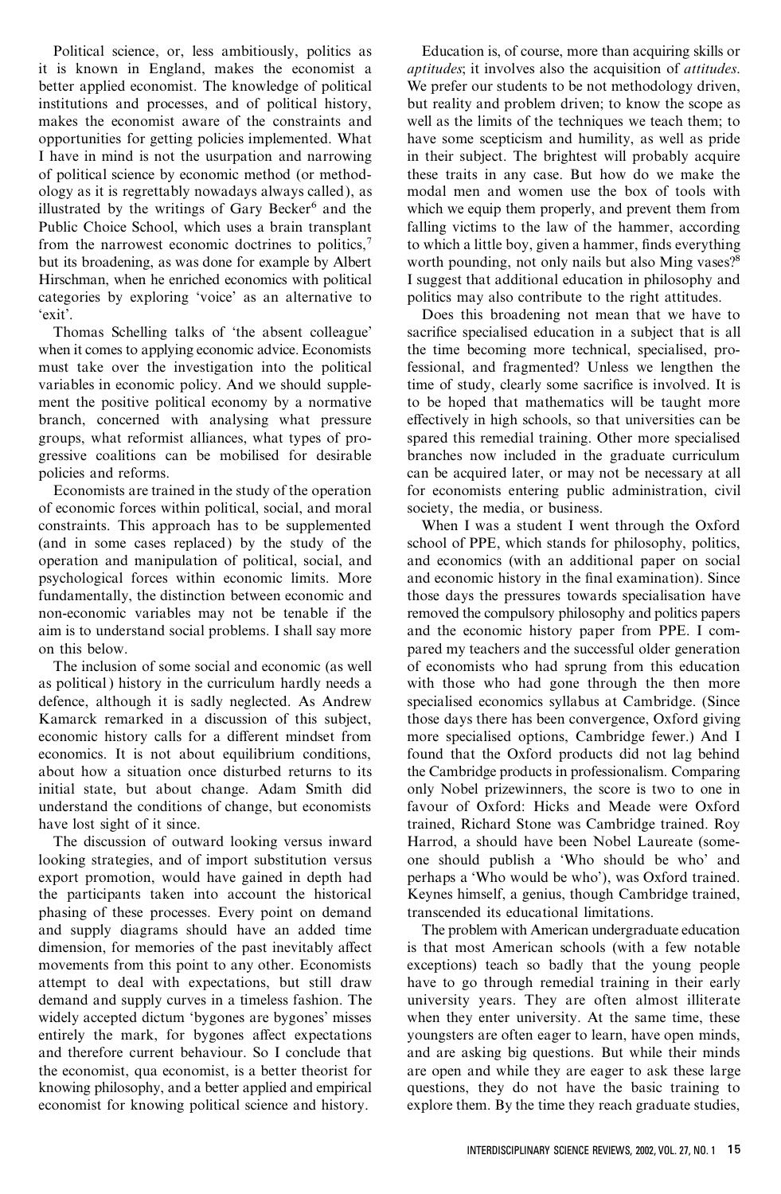Political science, or, less ambitiously, politics as it is known in England, makes the economist a better applied economist. The knowledge of political institutions and processes, and of political history, makes the economist aware of the constraints and opportunities for getting policies implemented. What I have in mind is not the usurpation and narrowing of political science by economic method (or methodology as it is regrettably nowadays always called), as illustrated by the writings of Gary Becker[6] and the Public Choice School, which uses a brain transplant from the narrowest economic doctrines to politics,[7] but its broadening, as was done for example by Albert Hirschman, when he enriched economics with political categories by exploring 'voice' as an alternative to 'exit'.

Thomas Schelling talks of 'the absent colleague' when it comes to applying economic advice. Economists must take over the investigation into the political variables in economic policy. And we should supplement the positive political economy by a normative branch, concerned with analysing what pressure groups, what reformist alliances, what types of progressive coalitions can be mobilised for desirable policies and reforms.

Economists are trained in the study of the operation of economic forces within political, social, and moral constraints. This approach has to be supplemented (and in some cases replaced) by the study of the operation and manipulation of political, social, and psychological forces within economic limits. More fundamentally, the distinction between economic and non-economic variables may not be tenable if the aim is to understand social problems. I shall say more on this below.

The inclusion of some social and economic (as well as political) history in the curriculum hardly needs a defence, although it is sadly neglected. As Andrew Kamarck remarked in a discussion of this subject, economic history calls for a different mindset from economics. It is not about equilibrium conditions, about how a situation once disturbed returns to its initial state, but about change. Adam Smith did understand the conditions of change, but economists have lost sight of it since.

The discussion of outward looking versus inward looking strategies, and of import substitution versus export promotion, would have gained in depth had the participants taken into account the historical phasing of these processes. Every point on demand and supply diagrams should have an added time dimension, for memories of the past inevitably affect movements from this point to any other. Economists attempt to deal with expectations, but still draw demand and supply curves in a timeless fashion. The widely accepted dictum 'bygones are bygones' misses entirely the mark, for bygones affect expectations and therefore current behaviour. So I conclude that the economist, qua economist, is a better theorist for knowing philosophy, and a better applied and empirical economist for knowing political science and history.

Education is, of course, more than acquiring skills or *aptitudes*; it involves also the acquisition of *attitudes*. We prefer our students to be not methodology driven, but reality and problem driven; to know the scope as well as the limits of the techniques we teach them; to have some scepticism and humility, as well as pride in their subject. The brightest will probably acquire these traits in any case. But how do we make the modal men and women use the box of tools with which we equip them properly, and prevent them from falling victims to the law of the hammer, according to which a little boy, given a hammer, finds everything worth pounding, not only nails but also Ming vases?[8] I suggest that additional education in philosophy and politics may also contribute to the right attitudes.

Does this broadening not mean that we have to sacrifice specialised education in a subject that is all the time becoming more technical, specialised, professional, and fragmented? Unless we lengthen the time of study, clearly some sacrifice is involved. It is to be hoped that mathematics will be taught more effectively in high schools, so that universities can be spared this remedial training. Other more specialised branches now included in the graduate curriculum can be acquired later, or may not be necessary at all for economists entering public administration, civil society, the media, or business.

When I was a student I went through the Oxford school of PPE, which stands for philosophy, politics, and economics (with an additional paper on social and economic history in the final examination). Since those days the pressures towards specialisation have removed the compulsory philosophy and politics papers and the economic history paper from PPE. I compared my teachers and the successful older generation of economists who had sprung from this education with those who had gone through the then more specialised economics syllabus at Cambridge. (Since those days there has been convergence, Oxford giving more specialised options, Cambridge fewer.) And I found that the Oxford products did not lag behind the Cambridge products in professionalism. Comparing only Nobel prizewinners, the score is two to one in favour of Oxford: Hicks and Meade were Oxford trained, Richard Stone was Cambridge trained. Roy Harrod, a should have been Nobel Laureate (someone should publish a 'Who should be who' and perhaps a 'Who would be who'), was Oxford trained. Keynes himself, a genius, though Cambridge trained, transcended its educational limitations.

The problem with American undergraduate education is that most American schools (with a few notable exceptions) teach so badly that the young people have to go through remedial training in their early university years. They are often almost illiterate when they enter university. At the same time, these youngsters are often eager to learn, have open minds, and are asking big questions. But while their minds are open and while they are eager to ask these large questions, they do not have the basic training to explore them. By the time they reach graduate studies,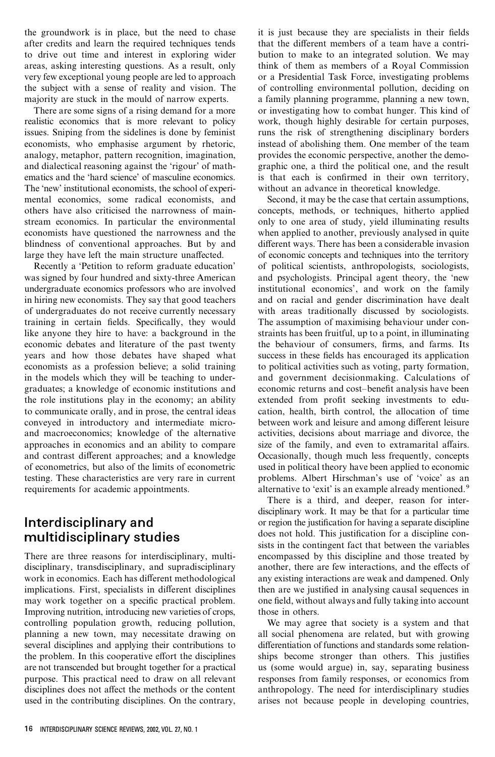the groundwork is in place, but the need to chase after credits and learn the required techniques tends to drive out time and interest in exploring wider areas, asking interesting questions. As a result, only very few exceptional young people are led to approach the subject with a sense of reality and vision. The majority are stuck in the mould of narrow experts.

There are some signs of a rising demand for a more realistic economics that is more relevant to policy issues. Sniping from the sidelines is done by feminist economists, who emphasise argument by rhetoric, analogy, metaphor, pattern recognition, imagination, and dialectical reasoning against the 'rigour' of mathematics and the 'hard science' of masculine economics. The 'new' institutional economists, the school of experimental economics, some radical economists, and others have also criticised the narrowness of mainstream economics. In particular the environmental economists have questioned the narrowness and the blindness of conventional approaches. But by and large they have left the main structure unaffected.

Recently a 'Petition to reform graduate education' was signed by four hundred and sixty-three American undergraduate economics professors who are involved in hiring new economists. They say that good teachers of undergraduates do not receive currently necessary training in certain fields. Specifically, they would like anyone they hire to have: a background in the economic debates and literature of the past twenty years and how those debates have shaped what economists as a profession believe; a solid training in the models which they will be teaching to undergraduates; a knowledge of economic institutions and the role institutions play in the economy; an ability to communicate orally, and in prose, the central ideas conveyed in introductory and intermediate micro- and macroeconomics; knowledge of the alternative approaches in economics and an ability to compare and contrast different approaches; and a knowledge of econometrics, but also of the limits of econometric testing. These characteristics are very rare in current requirements for academic appointments.

## Interdisciplinary and multidisciplinary studies

There are three reasons for interdisciplinary, multidisciplinary, transdisciplinary, and supradisciplinary work in economics. Each has different methodological implications. First, specialists in different disciplines may work together on a specific practical problem. Improving nutrition, introducing new varieties of crops, controlling population growth, reducing pollution, planning a new town, may necessitate drawing on several disciplines and applying their contributions to the problem. In this cooperative effort the disciplines are not transcended but brought together for a practical purpose. This practical need to draw on all relevant disciplines does not affect the methods or the content used in the contributing disciplines. On the contrary, it is just because they are specialists in their fields that the different members of a team have a contribution to make to an integrated solution. We may think of them as members of a Royal Commission or a Presidential Task Force, investigating problems of controlling environmental pollution, deciding on a family planning programme, planning a new town, or investigating how to combat hunger. This kind of work, though highly desirable for certain purposes, runs the risk of strengthening disciplinary borders instead of abolishing them. One member of the team provides the economic perspective, another the demographic one, a third the political one, and the result is that each is confirmed in their own territory, without an advance in theoretical knowledge.

Second, it may be the case that certain assumptions, concepts, methods, or techniques, hitherto applied only to one area of study, yield illuminating results when applied to another, previously analysed in quite different ways. There has been a considerable invasion of economic concepts and techniques into the territory of political scientists, anthropologists, sociologists, and psychologists. Principal agent theory, the 'new institutional economics', and work on the family and on racial and gender discrimination have dealt with areas traditionally discussed by sociologists. The assumption of maximising behaviour under constraints has been fruitful, up to a point, in illuminating the behaviour of consumers, firms, and farms. Its success in these fields has encouraged its application to political activities such as voting, party formation, and government decisionmaking. Calculations of economic returns and cost–benefit analysis have been extended from profit seeking investments to education, health, birth control, the allocation of time between work and leisure and among different leisure activities, decisions about marriage and divorce, the size of the family, and even to extramarital affairs. Occasionally, though much less frequently, concepts used in political theory have been applied to economic problems. Albert Hirschman's use of 'voice' as an alternative to 'exit' is an example already mentioned.[9]

There is a third, and deeper, reason for interdisciplinary work. It may be that for a particular time or region the justification for having a separate discipline does not hold. This justification for a discipline consists in the contingent fact that between the variables encompassed by this discipline and those treated by another, there are few interactions, and the effects of any existing interactions are weak and dampened. Only then are we justified in analysing causal sequences in one field, without always and fully taking into account those in others.

We may agree that society is a system and that all social phenomena are related, but with growing differentiation of functions and standards some relationships become stronger than others. This justifies us (some would argue) in, say, separating business responses from family responses, or economics from anthropology. The need for interdisciplinary studies arises not because people in developing countries,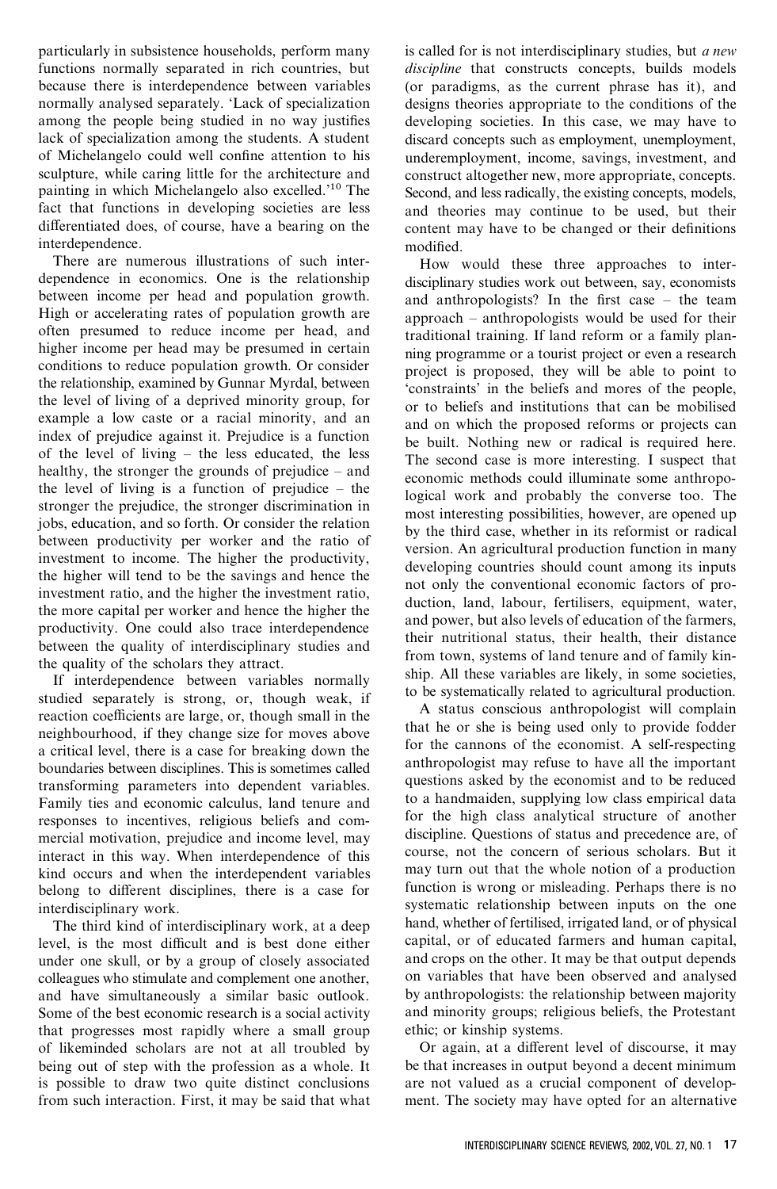particularly in subsistence households, perform many functions normally separated in rich countries, but because there is interdependence between variables normally analysed separately. 'Lack of specialization among the people being studied in no way justifies lack of specialization among the students. A student of Michelangelo could well confine attention to his sculpture, while caring little for the architecture and painting in which Michelangelo also excelled.'[10] The fact that functions in developing societies are less differentiated does, of course, have a bearing on the interdependence.

There are numerous illustrations of such interdependence in economics. One is the relationship between income per head and population growth. High or accelerating rates of population growth are often presumed to reduce income per head, and higher income per head may be presumed in certain conditions to reduce population growth. Or consider the relationship, examined by Gunnar Myrdal, between the level of living of a deprived minority group, for example a low caste or a racial minority, and an index of prejudice against it. Prejudice is a function of the level of living – the less educated, the less healthy, the stronger the grounds of prejudice – and the level of living is a function of prejudice – the stronger the prejudice, the stronger discrimination in jobs, education, and so forth. Or consider the relation between productivity per worker and the ratio of investment to income. The higher the productivity, the higher will tend to be the savings and hence the investment ratio, and the higher the investment ratio, the more capital per worker and hence the higher the productivity. One could also trace interdependence between the quality of interdisciplinary studies and the quality of the scholars they attract.

If interdependence between variables normally studied separately is strong, or, though weak, if reaction coefficients are large, or, though small in the neighbourhood, if they change size for moves above a critical level, there is a case for breaking down the boundaries between disciplines. This is sometimes called transforming parameters into dependent variables. Family ties and economic calculus, land tenure and responses to incentives, religious beliefs and commercial motivation, prejudice and income level, may interact in this way. When interdependence of this kind occurs and when the interdependent variables belong to different disciplines, there is a case for interdisciplinary work.

The third kind of interdisciplinary work, at a deep level, is the most difficult and is best done either under one skull, or by a group of closely associated colleagues who stimulate and complement one another, and have simultaneously a similar basic outlook. Some of the best economic research is a social activity that progresses most rapidly where a small group of likeminded scholars are not at all troubled by being out of step with the profession as a whole. It is possible to draw two quite distinct conclusions from such interaction. First, it may be said that what is called for is not interdisciplinary studies, but *a new discipline* that constructs concepts, builds models (or paradigms, as the current phrase has it), and designs theories appropriate to the conditions of the developing societies. In this case, we may have to discard concepts such as employment, unemployment, underemployment, income, savings, investment, and construct altogether new, more appropriate, concepts. Second, and less radically, the existing concepts, models, and theories may continue to be used, but their content may have to be changed or their definitions modified.

How would these three approaches to interdisciplinary studies work out between, say, economists and anthropologists? In the first case – the team approach – anthropologists would be used for their traditional training. If land reform or a family planning programme or a tourist project or even a research project is proposed, they will be able to point to 'constraints' in the beliefs and mores of the people, or to beliefs and institutions that can be mobilised and on which the proposed reforms or projects can be built. Nothing new or radical is required here. The second case is more interesting. I suspect that economic methods could illuminate some anthropological work and probably the converse too. The most interesting possibilities, however, are opened up by the third case, whether in its reformist or radical version. An agricultural production function in many developing countries should count among its inputs not only the conventional economic factors of production, land, labour, fertilisers, equipment, water, and power, but also levels of education of the farmers, their nutritional status, their health, their distance from town, systems of land tenure and of family kinship. All these variables are likely, in some societies, to be systematically related to agricultural production.

A status conscious anthropologist will complain that he or she is being used only to provide fodder for the cannons of the economist. A self-respecting anthropologist may refuse to have all the important questions asked by the economist and to be reduced to a handmaiden, supplying low class empirical data for the high class analytical structure of another discipline. Questions of status and precedence are, of course, not the concern of serious scholars. But it may turn out that the whole notion of a production function is wrong or misleading. Perhaps there is no systematic relationship between inputs on the one hand, whether of fertilised, irrigated land, or of physical capital, or of educated farmers and human capital, and crops on the other. It may be that output depends on variables that have been observed and analysed by anthropologists: the relationship between majority and minority groups; religious beliefs, the Protestant ethic; or kinship systems.

Or again, at a different level of discourse, it may be that increases in output beyond a decent minimum are not valued as a crucial component of development. The society may have opted for an alternative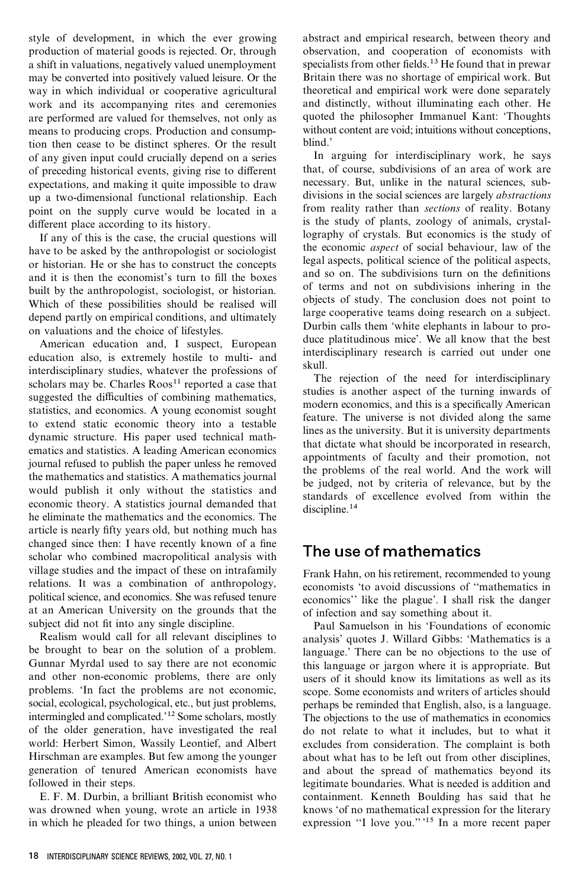style of development, in which the ever growing production of material goods is rejected. Or, through a shift in valuations, negatively valued unemployment may be converted into positively valued leisure. Or the way in which individual or cooperative agricultural work and its accompanying rites and ceremonies are performed are valued for themselves, not only as means to producing crops. Production and consumption then cease to be distinct spheres. Or the result of any given input could crucially depend on a series of preceding historical events, giving rise to different expectations, and making it quite impossible to draw up a two-dimensional functional relationship. Each point on the supply curve would be located in a different place according to its history.

If any of this is the case, the crucial questions will have to be asked by the anthropologist or sociologist or historian. He or she has to construct the concepts and it is then the economist's turn to fill the boxes built by the anthropologist, sociologist, or historian. Which of these possibilities should be realised will depend partly on empirical conditions, and ultimately on valuations and the choice of lifestyles.

American education and, I suspect, European education also, is extremely hostile to multi- and interdisciplinary studies, whatever the professions of scholars may be. Charles Roos[11] reported a case that suggested the difficulties of combining mathematics, statistics, and economics. A young economist sought to extend static economic theory into a testable dynamic structure. His paper used technical mathematics and statistics. A leading American economics journal refused to publish the paper unless he removed the mathematics and statistics. A mathematics journal would publish it only without the statistics and economic theory. A statistics journal demanded that he eliminate the mathematics and the economics. The article is nearly fifty years old, but nothing much has changed since then: I have recently known of a fine scholar who combined macropolitical analysis with village studies and the impact of these on intrafamily relations. It was a combination of anthropology, political science, and economics. She was refused tenure at an American University on the grounds that the subject did not fit into any single discipline.

Realism would call for all relevant disciplines to be brought to bear on the solution of a problem. Gunnar Myrdal used to say there are not economic and other non-economic problems, there are only problems. 'In fact the problems are not economic, social, ecological, psychological, etc., but just problems, intermingled and complicated.'[12] Some scholars, mostly of the older generation, have investigated the real world: Herbert Simon, Wassily Leontief, and Albert Hirschman are examples. But few among the younger generation of tenured American economists have followed in their steps.

E. F. M. Durbin, a brilliant British economist who was drowned when young, wrote an article in 1938 in which he pleaded for two things, a union between abstract and empirical research, between theory and observation, and cooperation of economists with specialists from other fields.[13] He found that in prewar Britain there was no shortage of empirical work. But theoretical and empirical work were done separately and distinctly, without illuminating each other. He quoted the philosopher Immanuel Kant: 'Thoughts without content are void; intuitions without conceptions, blind.'

In arguing for interdisciplinary work, he says that, of course, subdivisions of an area of work are necessary. But, unlike in the natural sciences, subdivisions in the social sciences are largely *abstractions* from reality rather than *sections* of reality. Botany is the study of plants, zoology of animals, crystallography of crystals. But economics is the study of the economic *aspect* of social behaviour, law of the legal aspects, political science of the political aspects, and so on. The subdivisions turn on the definitions of terms and not on subdivisions inhering in the objects of study. The conclusion does not point to large cooperative teams doing research on a subject. Durbin calls them 'white elephants in labour to produce platitudinous mice'. We all know that the best interdisciplinary research is carried out under one skull.

The rejection of the need for interdisciplinary studies is another aspect of the turning inwards of modern economics, and this is a specifically American feature. The universe is not divided along the same lines as the university. But it is university departments that dictate what should be incorporated in research, appointments of faculty and their promotion, not the problems of the real world. And the work will be judged, not by criteria of relevance, but by the standards of excellence evolved from within the discipline.[14]

## The use of mathematics

Frank Hahn, on his retirement, recommended to young economists 'to avoid discussions of "mathematics in economics" like the plague'. I shall risk the danger of infection and say something about it.

Paul Samuelson in his 'Foundations of economic analysis' quotes J. Willard Gibbs: 'Mathematics is a language.' There can be no objections to the use of this language or jargon where it is appropriate. But users of it should know its limitations as well as its scope. Some economists and writers of articles should perhaps be reminded that English, also, is a language. The objections to the use of mathematics in economics do not relate to what it includes, but to what it excludes from consideration. The complaint is both about what has to be left out from other disciplines, and about the spread of mathematics beyond its legitimate boundaries. What is needed is addition and containment. Kenneth Boulding has said that he knows 'of no mathematical expression for the literary expression "I love you."'[15] In a more recent paper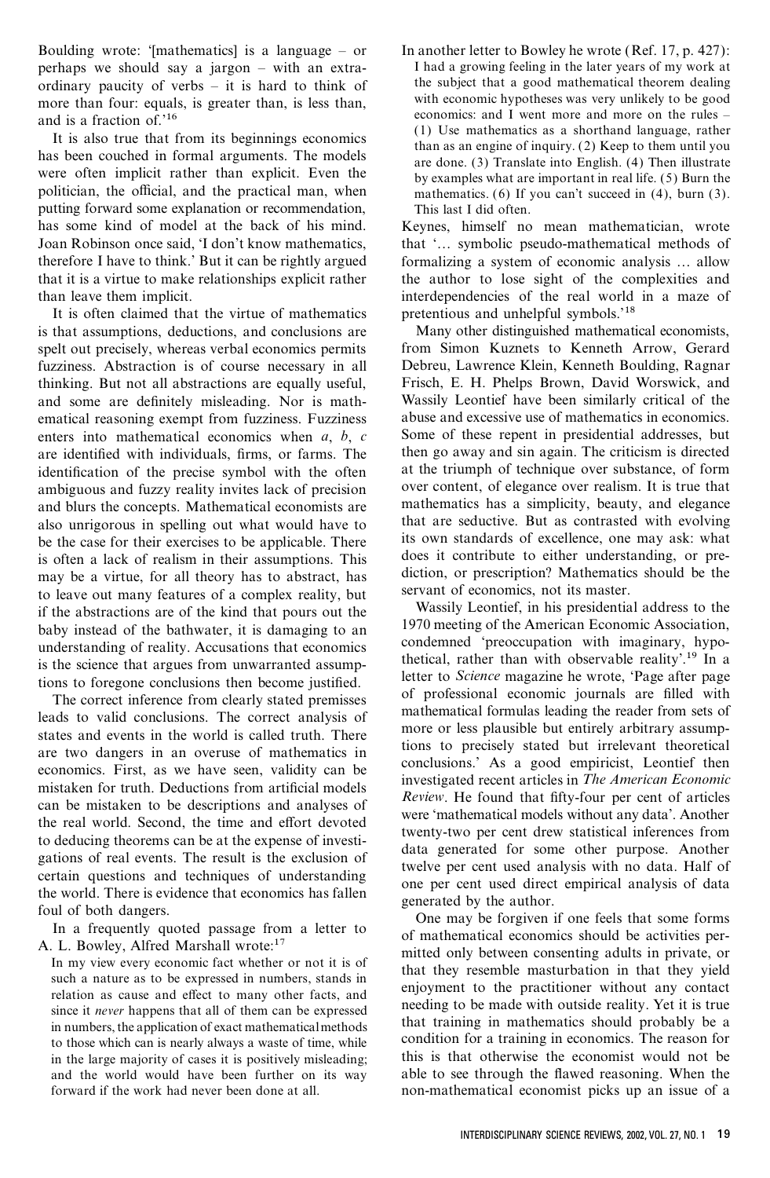Boulding wrote: '[mathematics] is a language – or perhaps we should say a jargon – with an extraordinary paucity of verbs – it is hard to think of more than four: equals, is greater than, is less than, and is a fraction of.'[16]

It is also true that from its beginnings economics has been couched in formal arguments. The models were often implicit rather than explicit. Even the politician, the official, and the practical man, when putting forward some explanation or recommendation, has some kind of model at the back of his mind. Joan Robinson once said, 'I don't know mathematics, therefore I have to think.' But it can be rightly argued that it is a virtue to make relationships explicit rather than leave them implicit.

It is often claimed that the virtue of mathematics is that assumptions, deductions, and conclusions are spelt out precisely, whereas verbal economics permits fuzziness. Abstraction is of course necessary in all thinking. But not all abstractions are equally useful, and some are definitely misleading. Nor is mathematical reasoning exempt from fuzziness. Fuzziness enters into mathematical economics when $a$, $b$, $c$ are identified with individuals, firms, or farms. The identification of the precise symbol with the often ambiguous and fuzzy reality invites lack of precision and blurs the concepts. Mathematical economists are also unrigorous in spelling out what would have to be the case for their exercises to be applicable. There is often a lack of realism in their assumptions. This may be a virtue, for all theory has to abstract, has to leave out many features of a complex reality, but if the abstractions are of the kind that pours out the baby instead of the bathwater, it is damaging to an understanding of reality. Accusations that economics is the science that argues from unwarranted assumptions to foregone conclusions then become justified.

The correct inference from clearly stated premisses leads to valid conclusions. The correct analysis of states and events in the world is called truth. There are two dangers in an overuse of mathematics in economics. First, as we have seen, validity can be mistaken for truth. Deductions from artificial models can be mistaken to be descriptions and analyses of the real world. Second, the time and effort devoted to deducing theorems can be at the expense of investigations of real events. The result is the exclusion of certain questions and techniques of understanding the world. There is evidence that economics has fallen foul of both dangers.

In a frequently quoted passage from a letter to A. L. Bowley, Alfred Marshall wrote:[17]

> In my view every economic fact whether or not it is of such a nature as to be expressed in numbers, stands in relation as cause and effect to many other facts, and since it *never* happens that all of them can be expressed in numbers, the application of exact mathematical methods to those which can is nearly always a waste of time, while in the large majority of cases it is positively misleading; and the world would have been further on its way forward if the work had never been done at all.

In another letter to Bowley he wrote (Ref. 17, p. 427):

> I had a growing feeling in the later years of my work at the subject that a good mathematical theorem dealing with economic hypotheses was very unlikely to be good economics: and I went more and more on the rules – (1) Use mathematics as a shorthand language, rather than as an engine of inquiry. (2) Keep to them until you are done. (3) Translate into English. (4) Then illustrate by examples what are important in real life. (5) Burn the mathematics. (6) If you can't succeed in (4), burn (3). This last I did often.

Keynes, himself no mean mathematician, wrote that '… symbolic pseudo-mathematical methods of formalizing a system of economic analysis … allow the author to lose sight of the complexities and interdependencies of the real world in a maze of pretentious and unhelpful symbols.'[18]

Many other distinguished mathematical economists, from Simon Kuznets to Kenneth Arrow, Gerard Debreu, Lawrence Klein, Kenneth Boulding, Ragnar Frisch, E. H. Phelps Brown, David Worswick, and Wassily Leontief have been similarly critical of the abuse and excessive use of mathematics in economics. Some of these repent in presidential addresses, but then go away and sin again. The criticism is directed at the triumph of technique over substance, of form over content, of elegance over realism. It is true that mathematics has a simplicity, beauty, and elegance that are seductive. But as contrasted with evolving its own standards of excellence, one may ask: what does it contribute to either understanding, or prediction, or prescription? Mathematics should be the servant of economics, not its master.

Wassily Leontief, in his presidential address to the 1970 meeting of the American Economic Association, condemned 'preoccupation with imaginary, hypothetical, rather than with observable reality'.[19] In a letter to *Science* magazine he wrote, 'Page after page of professional economic journals are filled with mathematical formulas leading the reader from sets of more or less plausible but entirely arbitrary assumptions to precisely stated but irrelevant theoretical conclusions.' As a good empiricist, Leontief then investigated recent articles in *The American Economic Review*. He found that fifty-four per cent of articles were 'mathematical models without any data'. Another twenty-two per cent drew statistical inferences from data generated for some other purpose. Another twelve per cent used analysis with no data. Half of one per cent used direct empirical analysis of data generated by the author.

One may be forgiven if one feels that some forms of mathematical economics should be activities permitted only between consenting adults in private, or that they resemble masturbation in that they yield enjoyment to the practitioner without any contact needing to be made with outside reality. Yet it is true that training in mathematics should probably be a condition for a training in economics. The reason for this is that otherwise the economist would not be able to see through the flawed reasoning. When the non-mathematical economist picks up an issue of a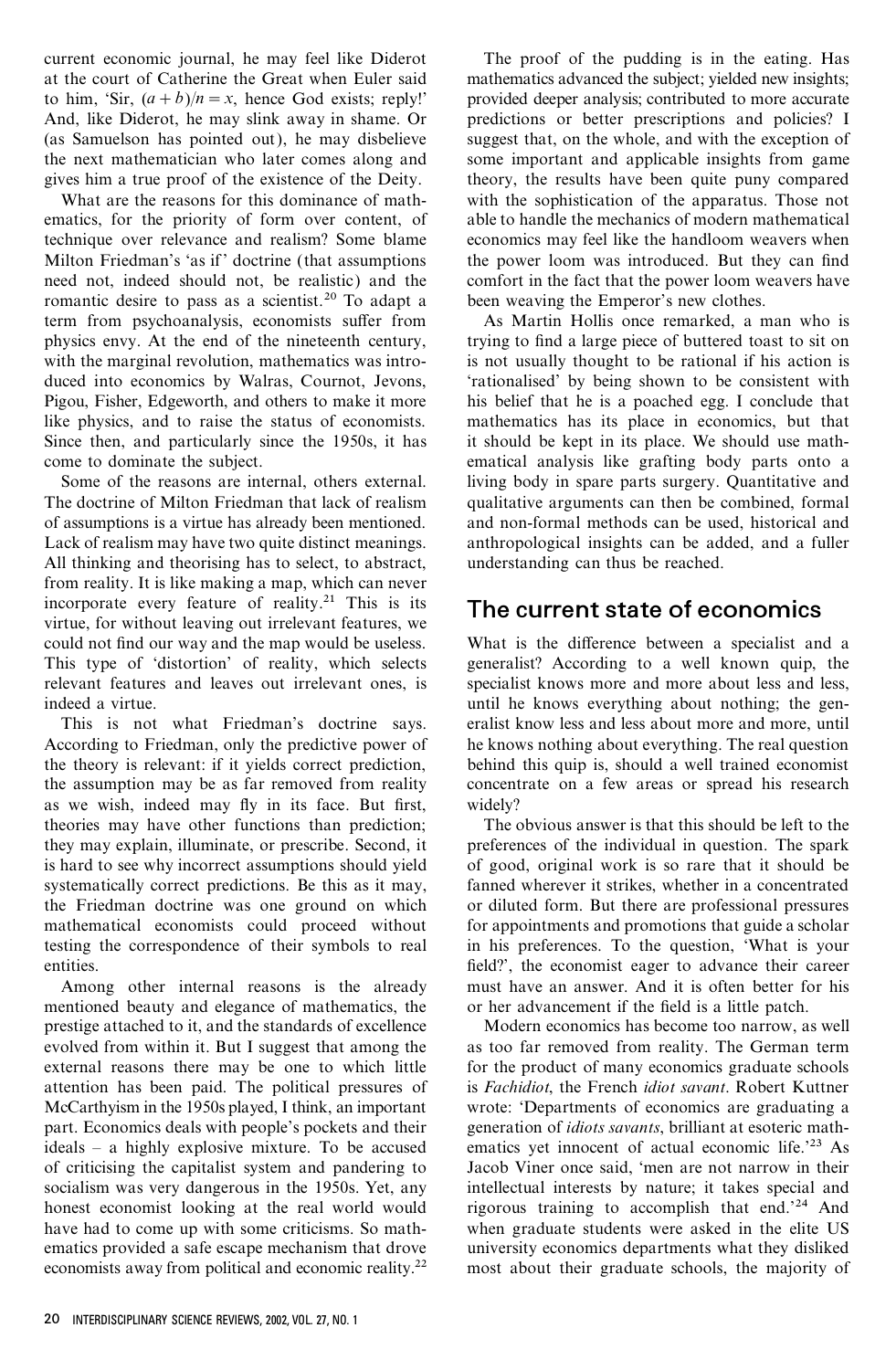current economic journal, he may feel like Diderot at the court of Catherine the Great when Euler said to him, 'Sir, $(a+b)/n = x$, hence God exists; reply!' And, like Diderot, he may slink away in shame. Or (as Samuelson has pointed out), he may disbelieve the next mathematician who later comes along and gives him a true proof of the existence of the Deity.

What are the reasons for this dominance of mathematics, for the priority of form over content, of technique over relevance and realism? Some blame Milton Friedman's 'as if' doctrine (that assumptions need not, indeed should not, be realistic) and the romantic desire to pass as a scientist.[20] To adapt a term from psychoanalysis, economists suffer from physics envy. At the end of the nineteenth century, with the marginal revolution, mathematics was introduced into economics by Walras, Cournot, Jevons, Pigou, Fisher, Edgeworth, and others to make it more like physics, and to raise the status of economists. Since then, and particularly since the 1950s, it has come to dominate the subject.

Some of the reasons are internal, others external. The doctrine of Milton Friedman that lack of realism of assumptions is a virtue has already been mentioned. Lack of realism may have two quite distinct meanings. All thinking and theorising has to select, to abstract, from reality. It is like making a map, which can never incorporate every feature of reality.[21] This is its virtue, for without leaving out irrelevant features, we could not find our way and the map would be useless. This type of 'distortion' of reality, which selects relevant features and leaves out irrelevant ones, is indeed a virtue.

This is not what Friedman's doctrine says. According to Friedman, only the predictive power of the theory is relevant: if it yields correct prediction, the assumption may be as far removed from reality as we wish, indeed may fly in its face. But first, theories may have other functions than prediction; they may explain, illuminate, or prescribe. Second, it is hard to see why incorrect assumptions should yield systematically correct predictions. Be this as it may, the Friedman doctrine was one ground on which mathematical economists could proceed without testing the correspondence of their symbols to real entities.

Among other internal reasons is the already mentioned beauty and elegance of mathematics, the prestige attached to it, and the standards of excellence evolved from within it. But I suggest that among the external reasons there may be one to which little attention has been paid. The political pressures of McCarthyism in the 1950s played, I think, an important part. Economics deals with people's pockets and their ideals – a highly explosive mixture. To be accused of criticising the capitalist system and pandering to socialism was very dangerous in the 1950s. Yet, any honest economist looking at the real world would have had to come up with some criticisms. So mathematics provided a safe escape mechanism that drove economists away from political and economic reality.[22]

The proof of the pudding is in the eating. Has mathematics advanced the subject; yielded new insights; provided deeper analysis; contributed to more accurate predictions or better prescriptions and policies? I suggest that, on the whole, and with the exception of some important and applicable insights from game theory, the results have been quite puny compared with the sophistication of the apparatus. Those not able to handle the mechanics of modern mathematical economics may feel like the handloom weavers when the power loom was introduced. But they can find comfort in the fact that the power loom weavers have been weaving the Emperor's new clothes.

As Martin Hollis once remarked, a man who is trying to find a large piece of buttered toast to sit on is not usually thought to be rational if his action is 'rationalised' by being shown to be consistent with his belief that he is a poached egg. I conclude that mathematics has its place in economics, but that it should be kept in its place. We should use mathematical analysis like grafting body parts onto a living body in spare parts surgery. Quantitative and qualitative arguments can then be combined, formal and non-formal methods can be used, historical and anthropological insights can be added, and a fuller understanding can thus be reached.

## The current state of economics

What is the difference between a specialist and a generalist? According to a well known quip, the specialist knows more and more about less and less, until he knows everything about nothing; the generalist know less and less about more and more, until he knows nothing about everything. The real question behind this quip is, should a well trained economist concentrate on a few areas or spread his research widely?

The obvious answer is that this should be left to the preferences of the individual in question. The spark of good, original work is so rare that it should be fanned wherever it strikes, whether in a concentrated or diluted form. But there are professional pressures for appointments and promotions that guide a scholar in his preferences. To the question, 'What is your field?', the economist eager to advance their career must have an answer. And it is often better for his or her advancement if the field is a little patch.

Modern economics has become too narrow, as well as too far removed from reality. The German term for the product of many economics graduate schools is *Fachidiot*, the French *idiot savant*. Robert Kuttner wrote: 'Departments of economics are graduating a generation of *idiots savants*, brilliant at esoteric mathematics yet innocent of actual economic life.'[23] As Jacob Viner once said, 'men are not narrow in their intellectual interests by nature; it takes special and rigorous training to accomplish that end.'[24] And when graduate students were asked in the elite US university economics departments what they disliked most about their graduate schools, the majority of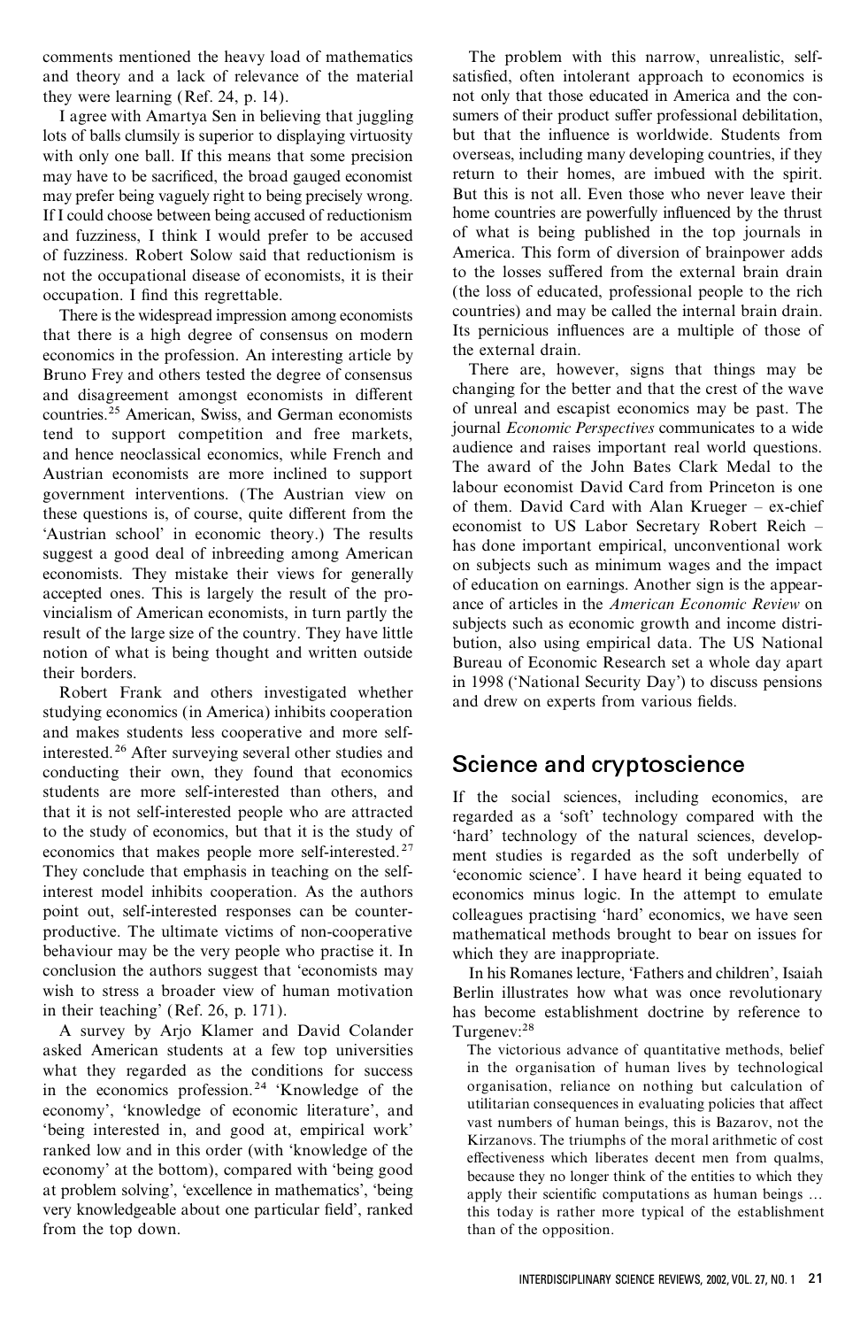comments mentioned the heavy load of mathematics and theory and a lack of relevance of the material they were learning (Ref. 24, p. 14).

I agree with Amartya Sen in believing that juggling lots of balls clumsily is superior to displaying virtuosity with only one ball. If this means that some precision may have to be sacrificed, the broad gauged economist may prefer being vaguely right to being precisely wrong. If I could choose between being accused of reductionism and fuzziness, I think I would prefer to be accused of fuzziness. Robert Solow said that reductionism is not the occupational disease of economists, it is their occupation. I find this regrettable.

There is the widespread impression among economists that there is a high degree of consensus on modern economics in the profession. An interesting article by Bruno Frey and others tested the degree of consensus and disagreement amongst economists in different countries.[25] American, Swiss, and German economists tend to support competition and free markets, and hence neoclassical economics, while French and Austrian economists are more inclined to support government interventions. (The Austrian view on these questions is, of course, quite different from the 'Austrian school' in economic theory.) The results suggest a good deal of inbreeding among American economists. They mistake their views for generally accepted ones. This is largely the result of the provincialism of American economists, in turn partly the result of the large size of the country. They have little notion of what is being thought and written outside their borders.

Robert Frank and others investigated whether studying economics (in America) inhibits cooperation and makes students less cooperative and more self-interested.[26] After surveying several other studies and conducting their own, they found that economics students are more self-interested than others, and that it is not self-interested people who are attracted to the study of economics, but that it is the study of economics that makes people more self-interested.[27] They conclude that emphasis in teaching on the self-interest model inhibits cooperation. As the authors point out, self-interested responses can be counter-productive. The ultimate victims of non-cooperative behaviour may be the very people who practise it. In conclusion the authors suggest that 'economists may wish to stress a broader view of human motivation in their teaching' (Ref. 26, p. 171).

A survey by Arjo Klamer and David Colander asked American students at a few top universities what they regarded as the conditions for success in the economics profession.[24] 'Knowledge of the economy', 'knowledge of economic literature', and 'being interested in, and good at, empirical work' ranked low and in this order (with 'knowledge of the economy' at the bottom), compared with 'being good at problem solving', 'excellence in mathematics', 'being very knowledgeable about one particular field', ranked from the top down.

The problem with this narrow, unrealistic, self-satisfied, often intolerant approach to economics is not only that those educated in America and the consumers of their product suffer professional debilitation, but that the influence is worldwide. Students from overseas, including many developing countries, if they return to their homes, are imbued with the spirit. But this is not all. Even those who never leave their home countries are powerfully influenced by the thrust of what is being published in the top journals in America. This form of diversion of brainpower adds to the losses suffered from the external brain drain (the loss of educated, professional people to the rich countries) and may be called the internal brain drain. Its pernicious influences are a multiple of those of the external drain.

There are, however, signs that things may be changing for the better and that the crest of the wave of unreal and escapist economics may be past. The journal *Economic Perspectives* communicates to a wide audience and raises important real world questions. The award of the John Bates Clark Medal to the labour economist David Card from Princeton is one of them. David Card with Alan Krueger – ex-chief economist to US Labor Secretary Robert Reich – has done important empirical, unconventional work on subjects such as minimum wages and the impact of education on earnings. Another sign is the appearance of articles in the *American Economic Review* on subjects such as economic growth and income distribution, also using empirical data. The US National Bureau of Economic Research set a whole day apart in 1998 ('National Security Day') to discuss pensions and drew on experts from various fields.

## Science and cryptoscience

If the social sciences, including economics, are regarded as a 'soft' technology compared with the 'hard' technology of the natural sciences, development studies is regarded as the soft underbelly of 'economic science'. I have heard it being equated to economics minus logic. In the attempt to emulate colleagues practising 'hard' economics, we have seen mathematical methods brought to bear on issues for which they are inappropriate.

In his Romanes lecture, 'Fathers and children', Isaiah Berlin illustrates how what was once revolutionary has become establishment doctrine by reference to Turgenev:[28]

> The victorious advance of quantitative methods, belief in the organisation of human lives by technological organisation, reliance on nothing but calculation of utilitarian consequences in evaluating policies that affect vast numbers of human beings, this is Bazarov, not the Kirzanovs. The triumphs of the moral arithmetic of cost effectiveness which liberates decent men from qualms, because they no longer think of the entities to which they apply their scientific computations as human beings … this today is rather more typical of the establishment than of the opposition.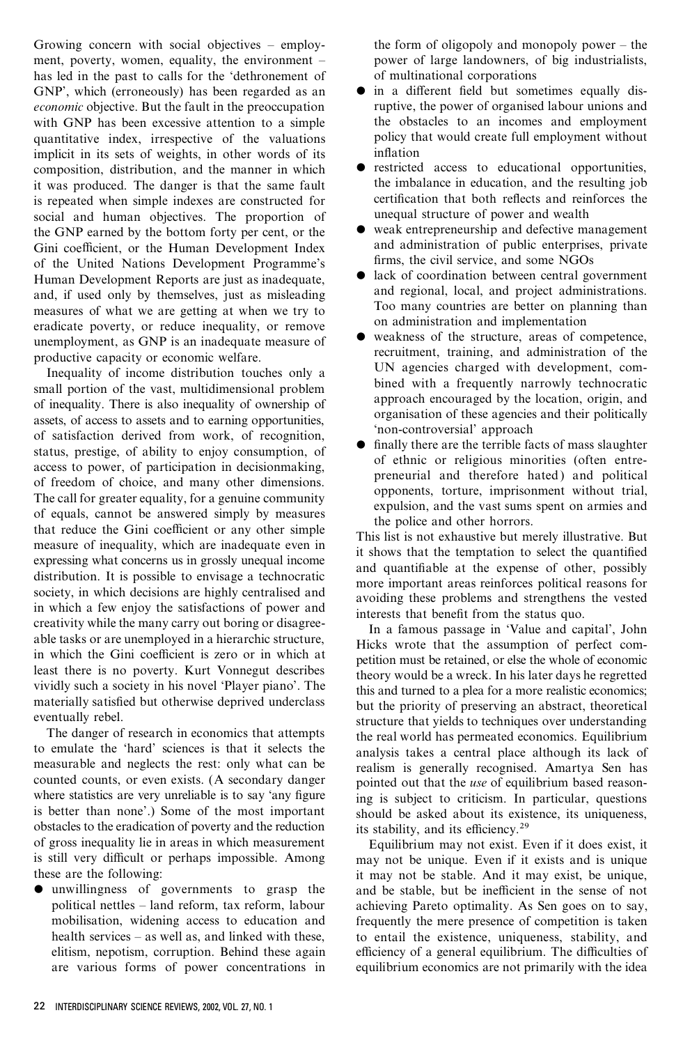Growing concern with social objectives – employment, poverty, women, equality, the environment – has led in the past to calls for the 'dethronement of GNP', which (erroneously) has been regarded as an *economic* objective. But the fault in the preoccupation with GNP has been excessive attention to a simple quantitative index, irrespective of the valuations implicit in its sets of weights, in other words of its composition, distribution, and the manner in which it was produced. The danger is that the same fault is repeated when simple indexes are constructed for social and human objectives. The proportion of the GNP earned by the bottom forty per cent, or the Gini coefficient, or the Human Development Index of the United Nations Development Programme's Human Development Reports are just as inadequate, and, if used only by themselves, just as misleading measures of what we are getting at when we try to eradicate poverty, or reduce inequality, or remove unemployment, as GNP is an inadequate measure of productive capacity or economic welfare.

Inequality of income distribution touches only a small portion of the vast, multidimensional problem of inequality. There is also inequality of ownership of assets, of access to assets and to earning opportunities, of satisfaction derived from work, of recognition, status, prestige, of ability to enjoy consumption, of access to power, of participation in decisionmaking, of freedom of choice, and many other dimensions. The call for greater equality, for a genuine community of equals, cannot be answered simply by measures that reduce the Gini coefficient or any other simple measure of inequality, which are inadequate even in expressing what concerns us in grossly unequal income distribution. It is possible to envisage a technocratic society, in which decisions are highly centralised and in which a few enjoy the satisfactions of power and creativity while the many carry out boring or disagreeable tasks or are unemployed in a hierarchic structure, in which the Gini coefficient is zero or in which at least there is no poverty. Kurt Vonnegut describes vividly such a society in his novel 'Player piano'. The materially satisfied but otherwise deprived underclass eventually rebel.

The danger of research in economics that attempts to emulate the 'hard' sciences is that it selects the measurable and neglects the rest: only what can be counted counts, or even exists. (A secondary danger where statistics are very unreliable is to say 'any figure is better than none'.) Some of the most important obstacles to the eradication of poverty and the reduction of gross inequality lie in areas in which measurement is still very difficult or perhaps impossible. Among these are the following:

- unwillingness of governments to grasp the political nettles – land reform, tax reform, labour mobilisation, widening access to education and health services – as well as, and linked with these, elitism, nepotism, corruption. Behind these again are various forms of power concentrations in the form of oligopoly and monopoly power – the power of large landowners, of big industrialists, of multinational corporations
- in a different field but sometimes equally disruptive, the power of organised labour unions and the obstacles to an incomes and employment policy that would create full employment without inflation
- restricted access to educational opportunities, the imbalance in education, and the resulting job certification that both reflects and reinforces the unequal structure of power and wealth
- weak entrepreneurship and defective management and administration of public enterprises, private firms, the civil service, and some NGOs
- lack of coordination between central government and regional, local, and project administrations. Too many countries are better on planning than on administration and implementation
- weakness of the structure, areas of competence, recruitment, training, and administration of the UN agencies charged with development, combined with a frequently narrowly technocratic approach encouraged by the location, origin, and organisation of these agencies and their politically 'non-controversial' approach
- finally there are the terrible facts of mass slaughter of ethnic or religious minorities (often entrepreneurial and therefore hated) and political opponents, torture, imprisonment without trial, expulsion, and the vast sums spent on armies and the police and other horrors.

This list is not exhaustive but merely illustrative. But it shows that the temptation to select the quantified and quantifiable at the expense of other, possibly more important areas reinforces political reasons for avoiding these problems and strengthens the vested interests that benefit from the status quo.

In a famous passage in 'Value and capital', John Hicks wrote that the assumption of perfect competition must be retained, or else the whole of economic theory would be a wreck. In his later days he regretted this and turned to a plea for a more realistic economics; but the priority of preserving an abstract, theoretical structure that yields to techniques over understanding the real world has permeated economics. Equilibrium analysis takes a central place although its lack of realism is generally recognised. Amartya Sen has pointed out that the *use* of equilibrium based reasoning is subject to criticism. In particular, questions should be asked about its existence, its uniqueness, its stability, and its efficiency.[29]

Equilibrium may not exist. Even if it does exist, it may not be unique. Even if it exists and is unique it may not be stable. And it may exist, be unique, and be stable, but be inefficient in the sense of not achieving Pareto optimality. As Sen goes on to say, frequently the mere presence of competition is taken to entail the existence, uniqueness, stability, and efficiency of a general equilibrium. The difficulties of equilibrium economics are not primarily with the idea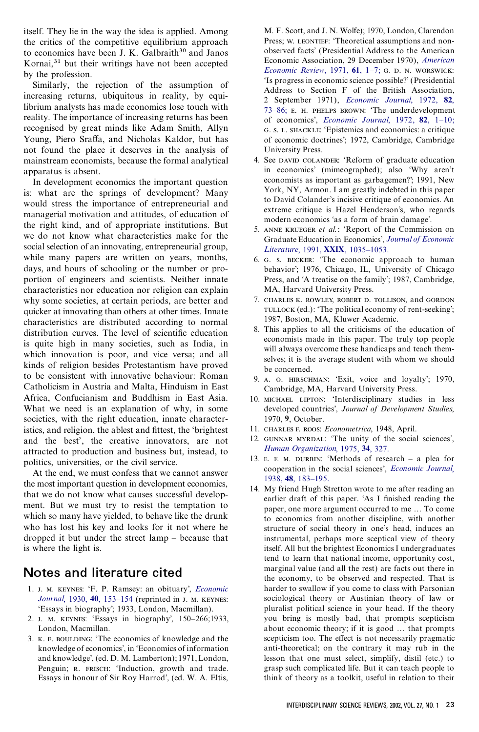itself. They lie in the way the idea is applied. Among the critics of the competitive equilibrium approach to economics have been J. K. Galbraith[30] and Janos Kornai,[31] but their writings have not been accepted by the profession.

Similarly, the rejection of the assumption of increasing returns, ubiquitous in reality, by equilibrium analysts has made economics lose touch with reality. The importance of increasing returns has been recognised by great minds like Adam Smith, Allyn Young, Piero Sraffa, and Nicholas Kaldor, but has not found the place it deserves in the analysis of mainstream economists, because the formal analytical apparatus is absent.

In development economics the important question is: what are the springs of development? Many would stress the importance of entrepreneurial and managerial motivation and attitudes, of education of the right kind, and of appropriate institutions. But we do not know what characteristics make for the social selection of an innovating, entrepreneurial group, while many papers are written on years, months, days, and hours of schooling or the number or proportion of engineers and scientists. Neither innate characteristics nor education nor religion can explain why some societies, at certain periods, are better and quicker at innovating than others at other times. Innate characteristics are distributed according to normal distribution curves. The level of scientific education is quite high in many societies, such as India, in which innovation is poor, and vice versa; and all kinds of religion besides Protestantism have proved to be consistent with innovative behaviour: Roman Catholicism in Austria and Malta, Hinduism in East Africa, Confucianism and Buddhism in East Asia. What we need is an explanation of why, in some societies, with the right education, innate characteristics, and religion, the ablest and fittest, the 'brightest and the best', the creative innovators, are not attracted to production and business but, instead, to politics, universities, or the civil service.

At the end, we must confess that we cannot answer the most important question in development economics, that we do not know what causes successful development. But we must try to resist the temptation to which so many have yielded, to behave like the drunk who has lost his key and looks for it not where he dropped it but under the street lamp – because that is where the light is.

## Notes and literature cited

1. J. M. KEYNES: 'F. P. Ramsey: an obituary', *Economic Journal*, 1930, **40**, 153–154 (reprinted in J. M. KEYNES: 'Essays in biography'; 1933, London, Macmillan).
2. J. M. KEYNES: 'Essays in biography', 150–266;1933, London, Macmillan.
3. K. E. BOULDING: 'The economics of knowledge and the knowledge of economics', in 'Economics of information and knowledge', (ed. D. M. Lamberton); 1971, London, Penguin; R. FRISCH: 'Induction, growth and trade. Essays in honour of Sir Roy Harrod', (ed. W. A. Eltis, M. F. Scott, and J. N. Wolfe); 1970, London, Clarendon Press; W. LEONTIEF: 'Theoretical assumptions and non-observed facts' (Presidential Address to the American Economic Association, 29 December 1970), *American Economic Review*, 1971, **61**, 1–7; G. D. N. WORSWICK: 'Is progress in economic science possible?' (Presidential Address to Section F of the British Association, 2 September 1971), *Economic Journal*, 1972, **82**, 73–86; E. H. PHELPS BROWN: 'The underdevelopment of economics', *Economic Journal*, 1972, **82**, 1–10; G. S. L. SHACKLE: 'Epistemics and economics: a critique of economic doctrines'; 1972, Cambridge, Cambridge University Press.
4. See DAVID COLANDER: 'Reform of graduate education in economics' (mimeographed); also 'Why aren't economists as important as garbagemen?'; 1991, New York, NY, Armon. I am greatly indebted in this paper to David Colander's incisive critique of economics. An extreme critique is Hazel Henderson's, who regards modern economics 'as a form of brain damage'.
5. ANNE KRUEGER *et al.*: 'Report of the Commission on Graduate Education in Economics', *Journal of Economic Literature*, 1991, **XXIX**, 1035–1053.
6. G. S. BECKER: 'The economic approach to human behavior'; 1976, Chicago, IL, University of Chicago Press, and 'A treatise on the family'; 1987, Cambridge, MA, Harvard University Press.
7. CHARLES K. ROWLEY, ROBERT D. TOLLISON, and GORDON TULLOCK (ed.): 'The political economy of rent-seeking'; 1987, Boston, MA, Kluwer Academic.
8. This applies to all the criticisms of the education of economists made in this paper. The truly top people will always overcome these handicaps and teach themselves; it is the average student with whom we should be concerned.
9. A. O. HIRSCHMAN: 'Exit, voice and loyalty'; 1970, Cambridge, MA, Harvard University Press.
10. MICHAEL LIPTON: 'Interdisciplinary studies in less developed countries', *Journal of Development Studies*, 1970, **9**, October.
11. CHARLES F. ROOS: *Econometrica*, 1948, April.
12. GUNNAR MYRDAL: 'The unity of the social sciences', *Human Organization*, 1975, **34**, 327.
13. E. F. M. DURBIN: 'Methods of research – a plea for cooperation in the social sciences', *Economic Journal*, 1938, **48**, 183–195.
14. My friend Hugh Stretton wrote to me after reading an earlier draft of this paper. 'As I finished reading the paper, one more argument occurred to me … To come to economics from another discipline, with another structure of social theory in one's head, induces an instrumental, perhaps more sceptical view of theory itself. All but the brightest Economics I undergraduates tend to learn that national income, opportunity cost, marginal value (and all the rest) are facts out there in the economy, to be observed and respected. That is harder to swallow if you come to class with Parsonian sociological theory or Austinian theory of law or pluralist political science in your head. If the theory you bring is mostly bad, that prompts scepticism about economic theory; if it is good … that prompts scepticism too. The effect is not necessarily pragmatic anti-theoretical; on the contrary it may rub in the lesson that one must select, simplify, distil (etc.) to grasp such complicated life. But it can teach people to think of theory as a toolkit, useful in relation to their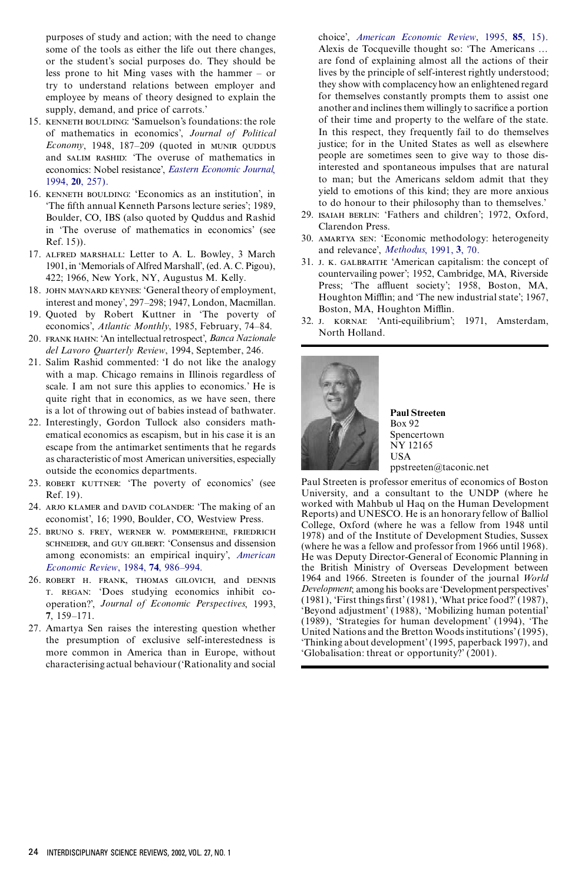purposes of study and action; with the need to change some of the tools as either the life out there changes, or the student's social purposes do. They should be less prone to hit Ming vases with the hammer – or try to understand relations between employer and employee by means of theory designed to explain the supply, demand, and price of carrots.'

15. KENNETH BOULDING: 'Samuelson's foundations: the role of mathematics in economics', *Journal of Political Economy*, 1948, 187–209 (quoted in MUNIR QUDDUS and SALIM RASHID: 'The overuse of mathematics in economics: Nobel resistance', *Eastern Economic Journal*, 1994, **20**, 257).
16. KENNETH BOULDING: 'Economics as an institution', in 'The fifth annual Kenneth Parsons lecture series'; 1989, Boulder, CO, IBS (also quoted by Quddus and Rashid in 'The overuse of mathematics in economics' (see Ref. 15)).
17. ALFRED MARSHALL: Letter to A. L. Bowley, 3 March 1901, in 'Memorials of Alfred Marshall', (ed. A. C. Pigou), 422; 1966, New York, NY, Augustus M. Kelly.
18. JOHN MAYNARD KEYNES: 'General theory of employment, interest and money', 297–298; 1947, London, Macmillan.
19. Quoted by Robert Kuttner in 'The poverty of economics', *Atlantic Monthly*, 1985, February, 74–84.
20. FRANK HAHN: 'An intellectual retrospect', *Banca Nazionale del Lavoro Quarterly Review*, 1994, September, 246.
21. Salim Rashid commented: 'I do not like the analogy with a map. Chicago remains in Illinois regardless of scale. I am not sure this applies to economics.' He is quite right that in economics, as we have seen, there is a lot of throwing out of babies instead of bathwater.
22. Interestingly, Gordon Tullock also considers mathematical economics as escapism, but in his case it is an escape from the antimarket sentiments that he regards as characteristic of most American universities, especially outside the economics departments.
23. ROBERT KUTTNER: 'The poverty of economics' (see Ref. 19).
24. ARJO KLAMER and DAVID COLANDER: 'The making of an economist', 16; 1990, Boulder, CO, Westview Press.
25. BRUNO S. FREY, WERNER W. POMMEREHNE, FRIEDRICH SCHNEIDER, and GUY GILBERT: 'Consensus and dissension among economists: an empirical inquiry', *American Economic Review*, 1984, **74**, 986–994.
26. ROBERT H. FRANK, THOMAS GILOVICH, and DENNIS T. REGAN: 'Does studying economics inhibit cooperation?', *Journal of Economic Perspectives*, 1993, **7**, 159–171.
27. Amartya Sen raises the interesting question whether the presumption of exclusive self-interestedness is more common in America than in Europe, without characterising actual behaviour ('Rationality and social choice', *American Economic Review*, 1995, **85**, 15). Alexis de Tocqueville thought so: 'The Americans … are fond of explaining almost all the actions of their lives by the principle of self-interest rightly understood; they show with complacency how an enlightened regard for themselves constantly prompts them to assist one another and inclines them willingly to sacrifice a portion of their time and property to the welfare of the state. In this respect, they frequently fail to do themselves justice; for in the United States as well as elsewhere people are sometimes seen to give way to those disinterested and spontaneous impulses that are natural to man; but the Americans seldom admit that they yield to emotions of this kind; they are more anxious to do honour to their philosophy than to themselves.'
29. ISAIAH BERLIN: 'Fathers and children'; 1972, Oxford, Clarendon Press.
30. AMARTYA SEN: 'Economic methodology: heterogeneity and relevance', *Methodus*, 1991, **3**, 70.
31. J. K. GALBRAITH: 'American capitalism: the concept of countervailing power'; 1952, Cambridge, MA, Riverside Press; 'The affluent society'; 1958, Boston, MA, Houghton Mifflin; and 'The new industrial state'; 1967, Boston, MA, Houghton Mifflin.
32. J. KORNAI: 'Anti-equilibrium'; 1971, Amsterdam, North Holland.

**Paul Streeten**
Box 92
Spencertown
NY 12165
USA
ppstreeten@taconic.net

Paul Streeten is professor emeritus of economics of Boston University, and a consultant to the UNDP (where he worked with Mahbub ul Haq on the Human Development Reports) and UNESCO. He is an honorary fellow of Balliol College, Oxford (where he was a fellow from 1948 until 1978) and of the Institute of Development Studies, Sussex (where he was a fellow and professor from 1966 until 1968). He was Deputy Director-General of Economic Planning in the British Ministry of Overseas Development between 1964 and 1966. Streeten is founder of the journal *World Development*; among his books are 'Development perspectives' (1981), 'First things first' (1981), 'What price food?' (1987), 'Beyond adjustment' (1988), 'Mobilizing human potential' (1989), 'Strategies for human development' (1994), 'The United Nations and the Bretton Woods institutions' (1995), 'Thinking about development' (1995, paperback 1997), and 'Globalisation: threat or opportunity?' (2001).